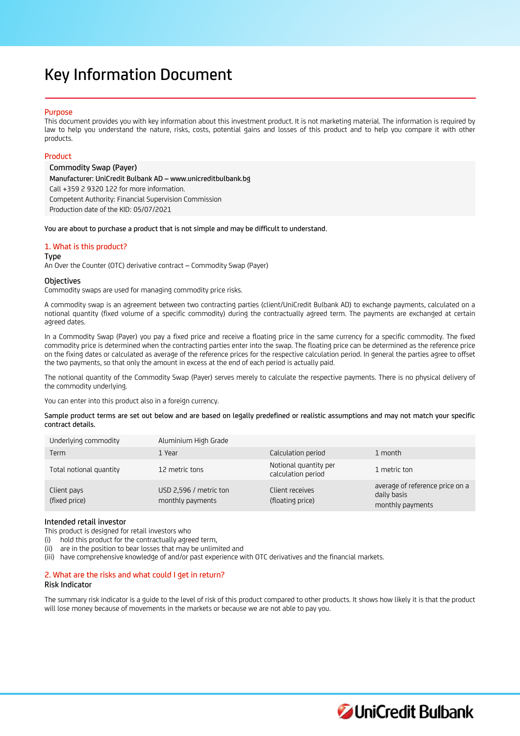# Key Information Document

## Purpose

This document provides you with key information about this investment product. It is not marketing material. The information is required by law to help you understand the nature, risks, costs, potential gains and losses of this product and to help you compare it with other products.

## Product

**Commodity Swap (Payer)**
Manufacturer: UniCredit Bulbank AD – www.unicreditbulbank.bg
Call +359 2 9320 122 for more information.
Competent Authority: Financial Supervision Commission
Production date of the KID: 05/07/2021

**You are about to purchase a product that is not simple and may be difficult to understand.**

## 1. What is this product?

### Type

An Over the Counter (OTC) derivative contract – Commodity Swap (Payer)

### Objectives

Commodity swaps are used for managing commodity price risks.

A commodity swap is an agreement between two contracting parties (client/UniCredit Bulbank AD) to exchange payments, calculated on a notional quantity (fixed volume of a specific commodity) during the contractually agreed term. The payments are exchanged at certain agreed dates.

In a Commodity Swap (Payer) you pay a fixed price and receive a floating price in the same currency for a specific commodity. The fixed commodity price is determined when the contracting parties enter into the swap. The floating price can be determined as the reference price on the fixing dates or calculated as average of the reference prices for the respective calculation period. In general the parties agree to offset the two payments, so that only the amount in excess at the end of each period is actually paid.

The notional quantity of the Commodity Swap (Payer) serves merely to calculate the respective payments. There is no physical delivery of the commodity underlying.

You can enter into this product also in a foreign currency.

**Sample product terms are set out below and are based on legally predefined or realistic assumptions and may not match your specific contract details.**

| Underlying commodity | Aluminium High Grade | | |
|---|---|---|---|
| Term | 1 Year | Calculation period | 1 month |
| Total notional quantity | 12 metric tons | Notional quantity per calculation period | 1 metric ton |
| Client pays (fixed price) | USD 2,596 / metric ton monthly payments | Client receives (floating price) | average of reference price on a daily basis monthly payments |

### Intended retail investor

This product is designed for retail investors who
(i) hold this product for the contractually agreed term,
(ii) are in the position to bear losses that may be unlimited and
(iii) have comprehensive knowledge of and/or past experience with OTC derivatives and the financial markets.

## 2. What are the risks and what could I get in return?

### Risk Indicator

The summary risk indicator is a guide to the level of risk of this product compared to other products. It shows how likely it is that the product will lose money because of movements in the markets or because we are not able to pay you.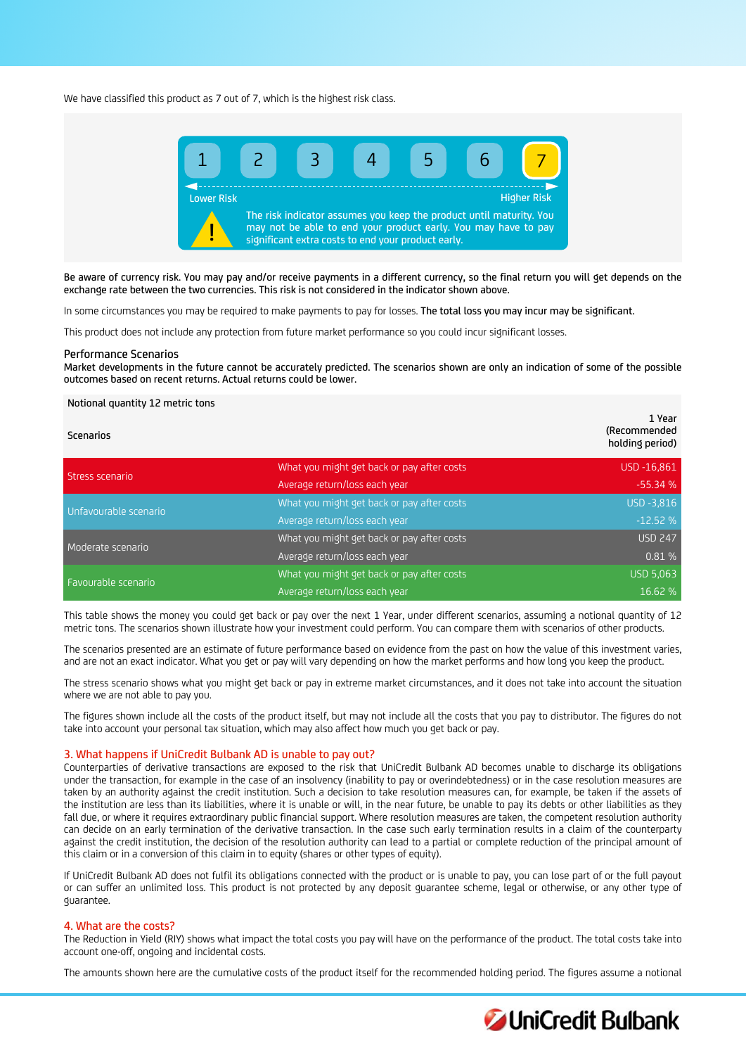We have classified this product as 7 out of 7, which is the highest risk class.

| 1 | 2 | 3 | 4 | 5 | 6 | 7 |
|---|---|---|---|---|---|---|

Lower Risk — Higher Risk

The risk indicator assumes you keep the product until maturity. You may not be able to end your product early. You may have to pay significant extra costs to end your product early.

Be aware of currency risk. You may pay and/or receive payments in a different currency, so the final return you will get depends on the exchange rate between the two currencies. This risk is not considered in the indicator shown above.

In some circumstances you may be required to make payments to pay for losses. The total loss you may incur may be significant.

This product does not include any protection from future market performance so you could incur significant losses.

### Performance Scenarios

Market developments in the future cannot be accurately predicted. The scenarios shown are only an indication of some of the possible outcomes based on recent returns. Actual returns could be lower.

Notional quantity 12 metric tons

| Scenarios | | 1 Year (Recommended holding period) |
|---|---|---|
| Stress scenario | What you might get back or pay after costs | USD -16,861 |
| | Average return/loss each year | -55.34 % |
| Unfavourable scenario | What you might get back or pay after costs | USD -3,816 |
| | Average return/loss each year | -12.52 % |
| Moderate scenario | What you might get back or pay after costs | USD 247 |
| | Average return/loss each year | 0.81 % |
| Favourable scenario | What you might get back or pay after costs | USD 5,063 |
| | Average return/loss each year | 16.62 % |

This table shows the money you could get back or pay over the next 1 Year, under different scenarios, assuming a notional quantity of 12 metric tons. The scenarios shown illustrate how your investment could perform. You can compare them with scenarios of other products.

The scenarios presented are an estimate of future performance based on evidence from the past on how the value of this investment varies, and are not an exact indicator. What you get or pay will vary depending on how the market performs and how long you keep the product.

The stress scenario shows what you might get back or pay in extreme market circumstances, and it does not take into account the situation where we are not able to pay you.

The figures shown include all the costs of the product itself, but may not include all the costs that you pay to distributor. The figures do not take into account your personal tax situation, which may also affect how much you get back or pay.

## 3. What happens if UniCredit Bulbank AD is unable to pay out?

Counterparties of derivative transactions are exposed to the risk that UniCredit Bulbank AD becomes unable to discharge its obligations under the transaction, for example in the case of an insolvency (inability to pay or overindebtedness) or in the case resolution measures are taken by an authority against the credit institution. Such a decision to take resolution measures can, for example, be taken if the assets of the institution are less than its liabilities, where it is unable or will, in the near future, be unable to pay its debts or other liabilities as they fall due, or where it requires extraordinary public financial support. Where resolution measures are taken, the competent resolution authority can decide on an early termination of the derivative transaction. In the case such early termination results in a claim of the counterparty against the credit institution, the decision of the resolution authority can lead to a partial or complete reduction of the principal amount of this claim or in a conversion of this claim in to equity (shares or other types of equity).

If UniCredit Bulbank AD does not fulfil its obligations connected with the product or is unable to pay, you can lose part of or the full payout or can suffer an unlimited loss. This product is not protected by any deposit guarantee scheme, legal or otherwise, or any other type of guarantee.

## 4. What are the costs?

The Reduction in Yield (RIY) shows what impact the total costs you pay will have on the performance of the product. The total costs take into account one-off, ongoing and incidental costs.

The amounts shown here are the cumulative costs of the product itself for the recommended holding period. The figures assume a notional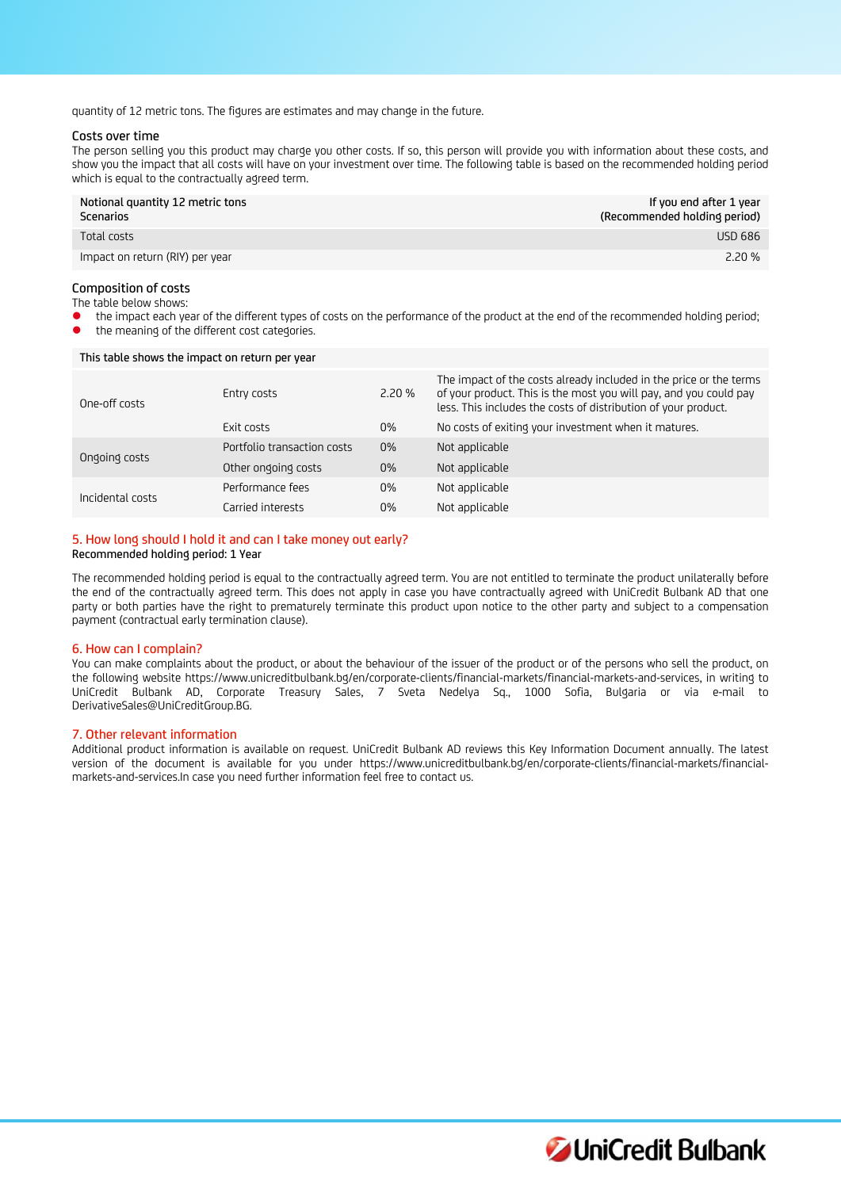quantity of 12 metric tons. The figures are estimates and may change in the future.

### Costs over time

The person selling you this product may charge you other costs. If so, this person will provide you with information about these costs, and show you the impact that all costs will have on your investment over time. The following table is based on the recommended holding period which is equal to the contractually agreed term.

| Notional quantity 12 metric tons<br>Scenarios | If you end after 1 year<br>(Recommended holding period) |
|---|---|
| Total costs | USD 686 |
| Impact on return (RIY) per year | 2.20 % |

### Composition of costs

The table below shows:

- the impact each year of the different types of costs on the performance of the product at the end of the recommended holding period;
- the meaning of the different cost categories.

| This table shows the impact on return per year | | | |
|---|---|---|---|
| One-off costs | Entry costs | 2.20 % | The impact of the costs already included in the price or the terms of your product. This is the most you will pay, and you could pay less. This includes the costs of distribution of your product. |
| | Exit costs | 0% | No costs of exiting your investment when it matures. |
| Ongoing costs | Portfolio transaction costs | 0% | Not applicable |
| | Other ongoing costs | 0% | Not applicable |
| Incidental costs | Performance fees | 0% | Not applicable |
| | Carried interests | 0% | Not applicable |

## 5. How long should I hold it and can I take money out early?

Recommended holding period: 1 Year

The recommended holding period is equal to the contractually agreed term. You are not entitled to terminate the product unilaterally before the end of the contractually agreed term. This does not apply in case you have contractually agreed with UniCredit Bulbank AD that one party or both parties have the right to prematurely terminate this product upon notice to the other party and subject to a compensation payment (contractual early termination clause).

## 6. How can I complain?

You can make complaints about the product, or about the behaviour of the issuer of the product or of the persons who sell the product, on the following website https://www.unicreditbulbank.bg/en/corporate-clients/financial-markets/financial-markets-and-services, in writing to UniCredit Bulbank AD, Corporate Treasury Sales, 7 Sveta Nedelya Sq., 1000 Sofia, Bulgaria or via e-mail to DerivativeSales@UniCreditGroup.BG.

## 7. Other relevant information

Additional product information is available on request. UniCredit Bulbank AD reviews this Key Information Document annually. The latest version of the document is available for you under https://www.unicreditbulbank.bg/en/corporate-clients/financial-markets/financial-markets-and-services.In case you need further information feel free to contact us.